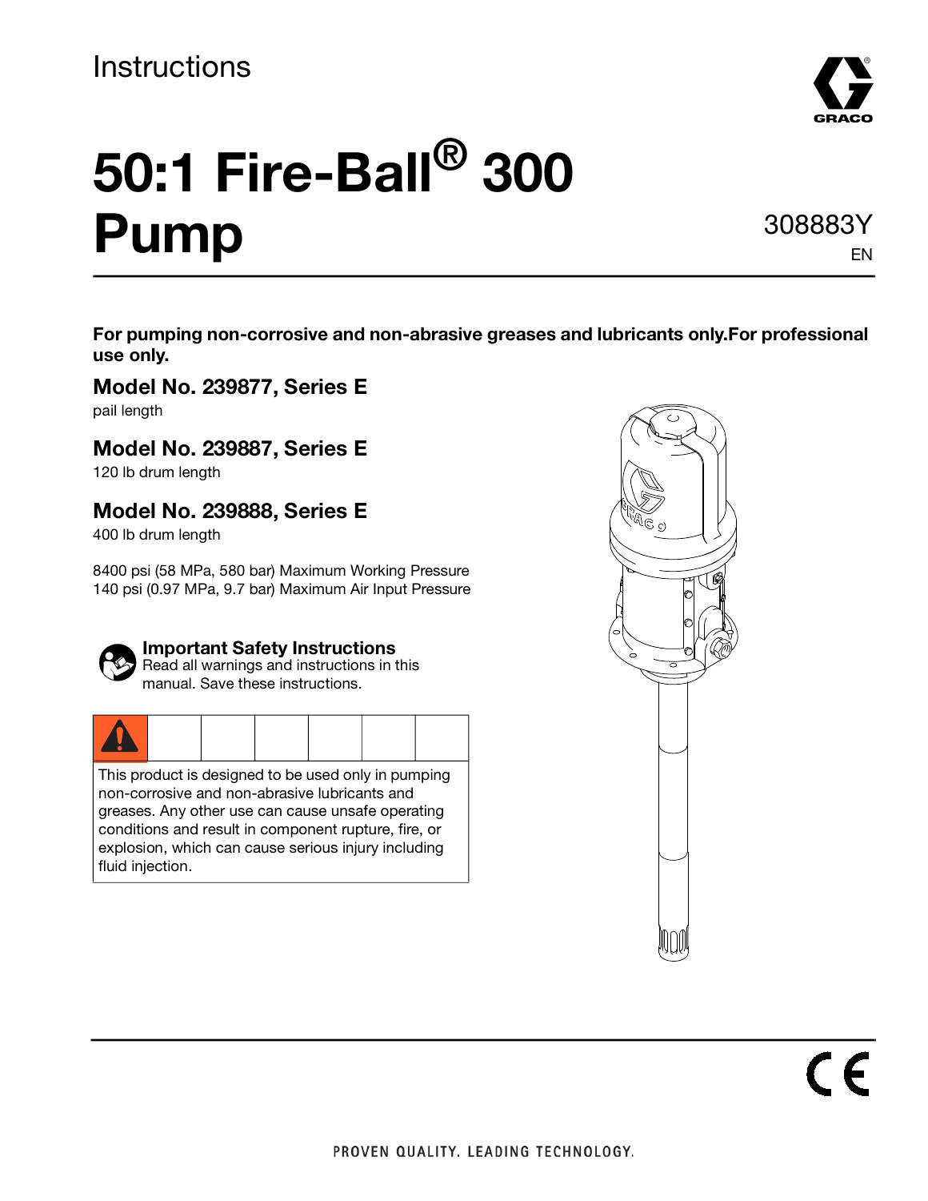Instructions

# 50:1 Fire-Ball® 300 Pump

308883Y

EN

**For pumping non-corrosive and non-abrasive greases and lubricants only.For professional use only.**

## Model No. 239877, Series E

pail length

## Model No. 239887, Series E

120 lb drum length

## Model No. 239888, Series E

400 lb drum length

8400 psi (58 MPa, 580 bar) Maximum Working Pressure
140 psi (0.97 MPa, 9.7 bar) Maximum Air Input Pressure

**Important Safety Instructions**
Read all warnings and instructions in this manual. Save these instructions.

This product is designed to be used only in pumping non-corrosive and non-abrasive lubricants and greases. Any other use can cause unsafe operating conditions and result in component rupture, fire, or explosion, which can cause serious injury including fluid injection.

PROVEN QUALITY. LEADING TECHNOLOGY.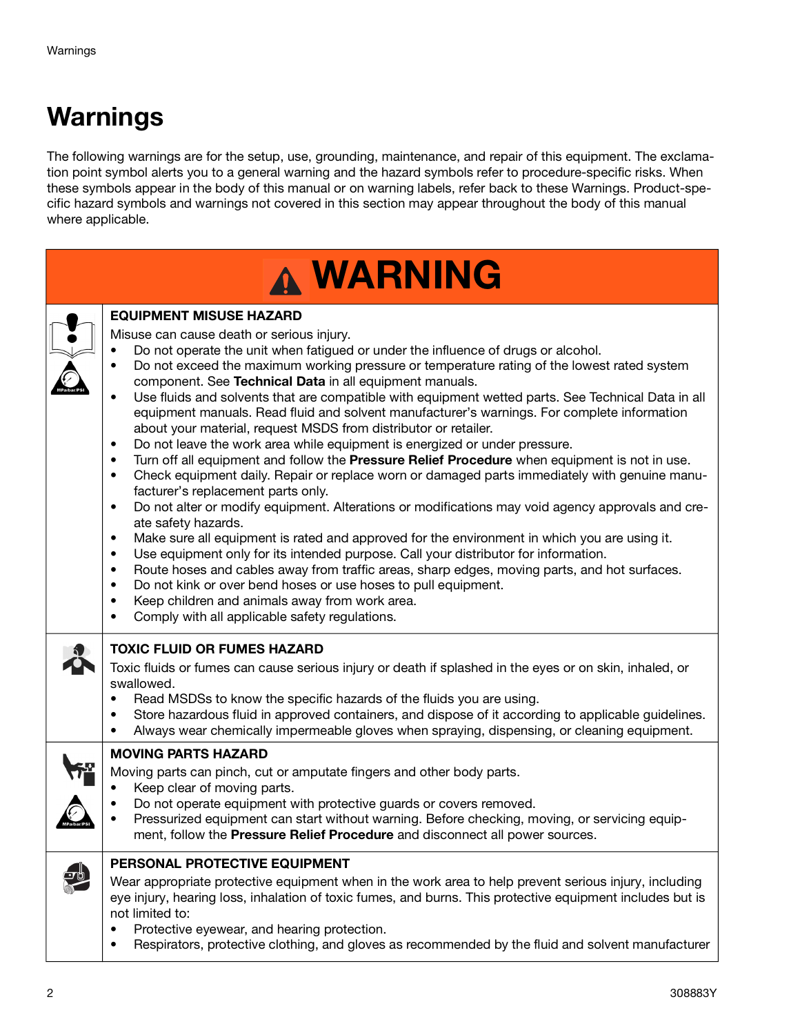# Warnings

The following warnings are for the setup, use, grounding, maintenance, and repair of this equipment. The exclamation point symbol alerts you to a general warning and the hazard symbols refer to procedure-specific risks. When these symbols appear in the body of this manual or on warning labels, refer back to these Warnings. Product-specific hazard symbols and warnings not covered in this section may appear throughout the body of this manual where applicable.

## WARNING

**EQUIPMENT MISUSE HAZARD**

Misuse can cause death or serious injury.

- Do not operate the unit when fatigued or under the influence of drugs or alcohol.
- Do not exceed the maximum working pressure or temperature rating of the lowest rated system component. See **Technical Data** in all equipment manuals.
- Use fluids and solvents that are compatible with equipment wetted parts. See Technical Data in all equipment manuals. Read fluid and solvent manufacturer's warnings. For complete information about your material, request MSDS from distributor or retailer.
- Do not leave the work area while equipment is energized or under pressure.
- Turn off all equipment and follow the **Pressure Relief Procedure** when equipment is not in use.
- Check equipment daily. Repair or replace worn or damaged parts immediately with genuine manufacturer's replacement parts only.
- Do not alter or modify equipment. Alterations or modifications may void agency approvals and create safety hazards.
- Make sure all equipment is rated and approved for the environment in which you are using it.
- Use equipment only for its intended purpose. Call your distributor for information.
- Route hoses and cables away from traffic areas, sharp edges, moving parts, and hot surfaces.
- Do not kink or over bend hoses or use hoses to pull equipment.
- Keep children and animals away from work area.
- Comply with all applicable safety regulations.

**TOXIC FLUID OR FUMES HAZARD**

Toxic fluids or fumes can cause serious injury or death if splashed in the eyes or on skin, inhaled, or swallowed.

- Read MSDSs to know the specific hazards of the fluids you are using.
- Store hazardous fluid in approved containers, and dispose of it according to applicable guidelines.
- Always wear chemically impermeable gloves when spraying, dispensing, or cleaning equipment.

**MOVING PARTS HAZARD**

Moving parts can pinch, cut or amputate fingers and other body parts.

- Keep clear of moving parts.
- Do not operate equipment with protective guards or covers removed.
- Pressurized equipment can start without warning. Before checking, moving, or servicing equipment, follow the **Pressure Relief Procedure** and disconnect all power sources.

**PERSONAL PROTECTIVE EQUIPMENT**

Wear appropriate protective equipment when in the work area to help prevent serious injury, including eye injury, hearing loss, inhalation of toxic fumes, and burns. This protective equipment includes but is not limited to:

- Protective eyewear, and hearing protection.
- Respirators, protective clothing, and gloves as recommended by the fluid and solvent manufacturer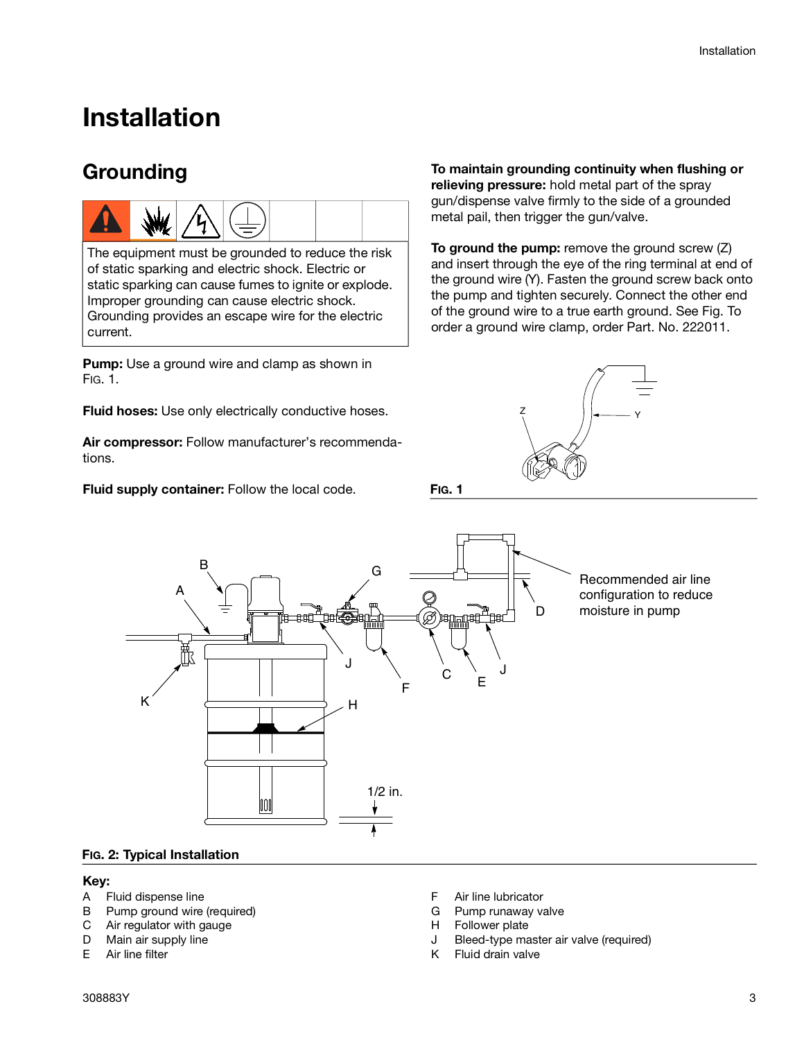# Installation

## Grounding

The equipment must be grounded to reduce the risk of static sparking and electric shock. Electric or static sparking can cause fumes to ignite or explode. Improper grounding can cause electric shock. Grounding provides an escape wire for the electric current.

**Pump:** Use a ground wire and clamp as shown in FIG. 1.

**Fluid hoses:** Use only electrically conductive hoses.

**Air compressor:** Follow manufacturer's recommendations.

**Fluid supply container:** Follow the local code.

**To maintain grounding continuity when flushing or relieving pressure:** hold metal part of the spray gun/dispense valve firmly to the side of a grounded metal pail, then trigger the gun/valve.

**To ground the pump:** remove the ground screw (Z) and insert through the eye of the ring terminal at end of the ground wire (Y). Fasten the ground screw back onto the pump and tighten securely. Connect the other end of the ground wire to a true earth ground. See Fig. To order a ground wire clamp, order Part. No. 222011.

**FIG. 1**

Recommended air line configuration to reduce moisture in pump

1/2 in.

**FIG. 2: Typical Installation**

**Key:**

- A Fluid dispense line
- B Pump ground wire (required)
- C Air regulator with gauge
- D Main air supply line
- E Air line filter
- F Air line lubricator
- G Pump runaway valve
- H Follower plate
- J Bleed-type master air valve (required)
- K Fluid drain valve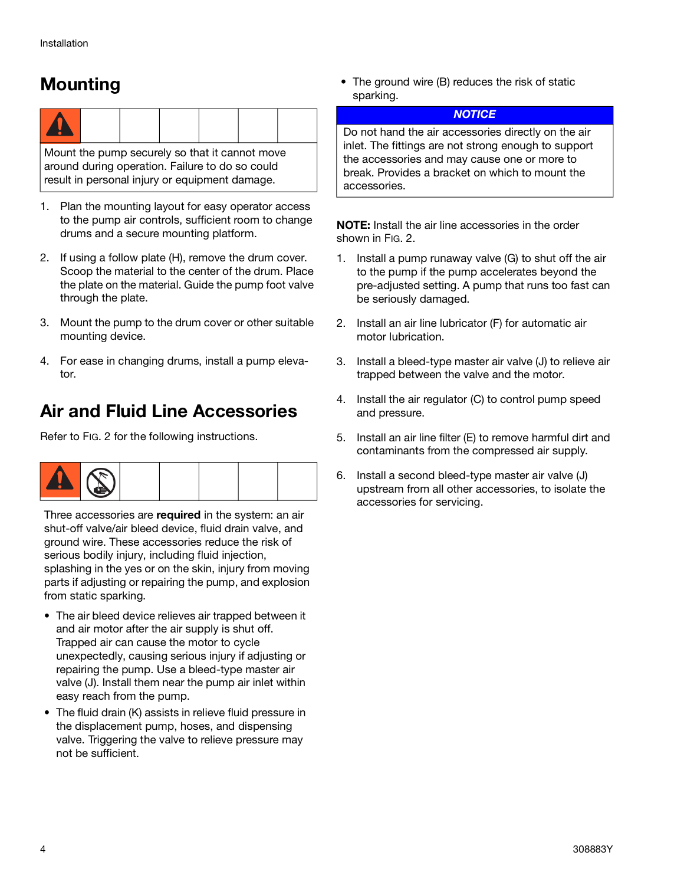## Mounting

Mount the pump securely so that it cannot move around during operation. Failure to do so could result in personal injury or equipment damage.

1. Plan the mounting layout for easy operator access to the pump air controls, sufficient room to change drums and a secure mounting platform.
2. If using a follow plate (H), remove the drum cover. Scoop the material to the center of the drum. Place the plate on the material. Guide the pump foot valve through the plate.
3. Mount the pump to the drum cover or other suitable mounting device.
4. For ease in changing drums, install a pump elevator.

## Air and Fluid Line Accessories

Refer to FIG. 2 for the following instructions.

Three accessories are **required** in the system: an air shut-off valve/air bleed device, fluid drain valve, and ground wire. These accessories reduce the risk of serious bodily injury, including fluid injection, splashing in the yes or on the skin, injury from moving parts if adjusting or repairing the pump, and explosion from static sparking.

- The air bleed device relieves air trapped between it and air motor after the air supply is shut off. Trapped air can cause the motor to cycle unexpectedly, causing serious injury if adjusting or repairing the pump. Use a bleed-type master air valve (J). Install them near the pump air inlet within easy reach from the pump.
- The fluid drain (K) assists in relieve fluid pressure in the displacement pump, hoses, and dispensing valve. Triggering the valve to relieve pressure may not be sufficient.
- The ground wire (B) reduces the risk of static sparking.

**NOTICE**

Do not hand the air accessories directly on the air inlet. The fittings are not strong enough to support the accessories and may cause one or more to break. Provides a bracket on which to mount the accessories.

**NOTE:** Install the air line accessories in the order shown in FIG. 2.

1. Install a pump runaway valve (G) to shut off the air to the pump if the pump accelerates beyond the pre-adjusted setting. A pump that runs too fast can be seriously damaged.
2. Install an air line lubricator (F) for automatic air motor lubrication.
3. Install a bleed-type master air valve (J) to relieve air trapped between the valve and the motor.
4. Install the air regulator (C) to control pump speed and pressure.
5. Install an air line filter (E) to remove harmful dirt and contaminants from the compressed air supply.
6. Install a second bleed-type master air valve (J) upstream from all other accessories, to isolate the accessories for servicing.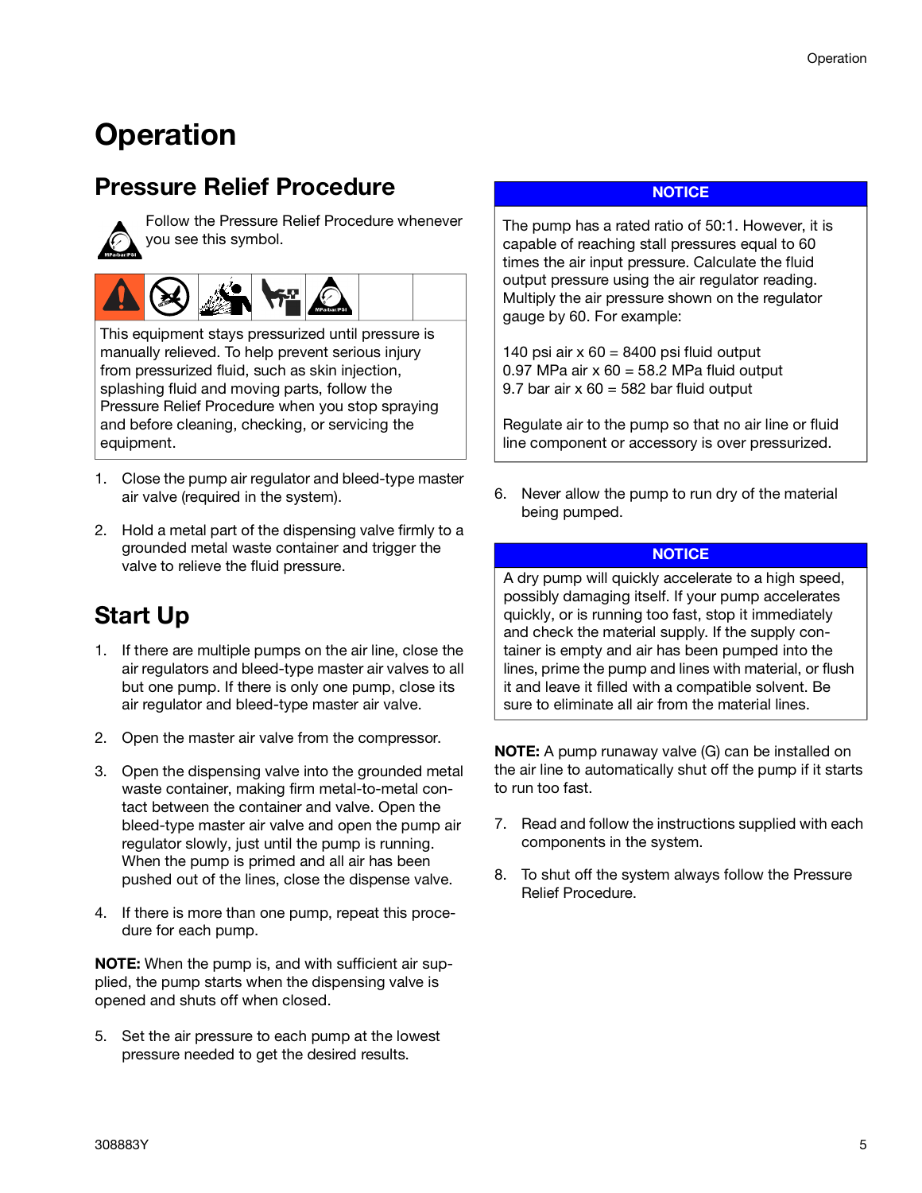# Operation

## Pressure Relief Procedure

Follow the Pressure Relief Procedure whenever you see this symbol.

This equipment stays pressurized until pressure is manually relieved. To help prevent serious injury from pressurized fluid, such as skin injection, splashing fluid and moving parts, follow the Pressure Relief Procedure when you stop spraying and before cleaning, checking, or servicing the equipment.

1. Close the pump air regulator and bleed-type master air valve (required in the system).
2. Hold a metal part of the dispensing valve firmly to a grounded metal waste container and trigger the valve to relieve the fluid pressure.

## Start Up

1. If there are multiple pumps on the air line, close the air regulators and bleed-type master air valves to all but one pump. If there is only one pump, close its air regulator and bleed-type master air valve.
2. Open the master air valve from the compressor.
3. Open the dispensing valve into the grounded metal waste container, making firm metal-to-metal contact between the container and valve. Open the bleed-type master air valve and open the pump air regulator slowly, just until the pump is running. When the pump is primed and all air has been pushed out of the lines, close the dispense valve.
4. If there is more than one pump, repeat this procedure for each pump.

**NOTE:** When the pump is, and with sufficient air supplied, the pump starts when the dispensing valve is opened and shuts off when closed.

5. Set the air pressure to each pump at the lowest pressure needed to get the desired results.

**NOTICE**

The pump has a rated ratio of 50:1. However, it is capable of reaching stall pressures equal to 60 times the air input pressure. Calculate the fluid output pressure using the air regulator reading. Multiply the air pressure shown on the regulator gauge by 60. For example:

140 psi air x 60 = 8400 psi fluid output
0.97 MPa air x 60 = 58.2 MPa fluid output
9.7 bar air x 60 = 582 bar fluid output

Regulate air to the pump so that no air line or fluid line component or accessory is over pressurized.

6. Never allow the pump to run dry of the material being pumped.

**NOTICE**

A dry pump will quickly accelerate to a high speed, possibly damaging itself. If your pump accelerates quickly, or is running too fast, stop it immediately and check the material supply. If the supply container is empty and air has been pumped into the lines, prime the pump and lines with material, or flush it and leave it filled with a compatible solvent. Be sure to eliminate all air from the material lines.

**NOTE:** A pump runaway valve (G) can be installed on the air line to automatically shut off the pump if it starts to run too fast.

7. Read and follow the instructions supplied with each components in the system.
8. To shut off the system always follow the Pressure Relief Procedure.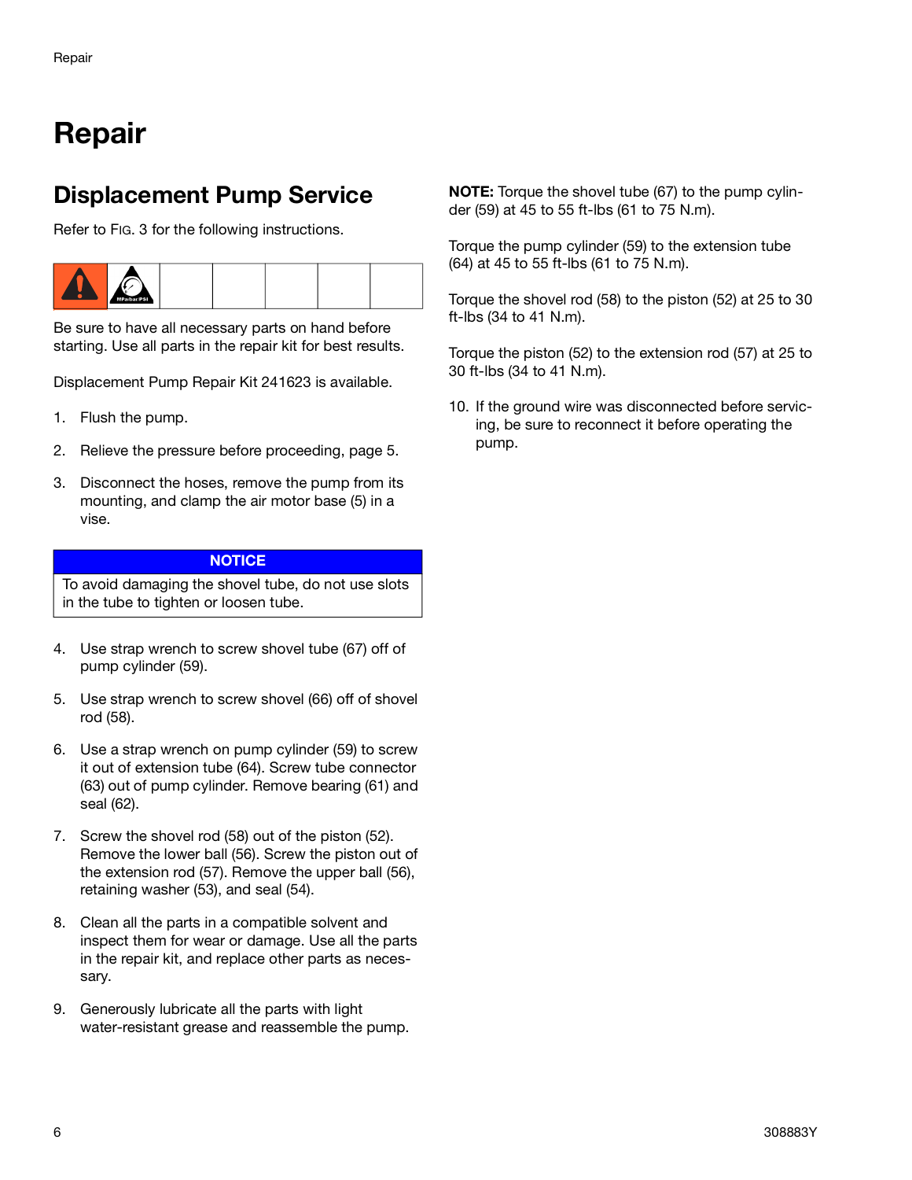# Repair

## Displacement Pump Service

Refer to FIG. 3 for the following instructions.

Be sure to have all necessary parts on hand before starting. Use all parts in the repair kit for best results.

Displacement Pump Repair Kit 241623 is available.

1. Flush the pump.
2. Relieve the pressure before proceeding, page 5.
3. Disconnect the hoses, remove the pump from its mounting, and clamp the air motor base (5) in a vise.

**NOTICE**

To avoid damaging the shovel tube, do not use slots in the tube to tighten or loosen tube.

4. Use strap wrench to screw shovel tube (67) off of pump cylinder (59).
5. Use strap wrench to screw shovel (66) off of shovel rod (58).
6. Use a strap wrench on pump cylinder (59) to screw it out of extension tube (64). Screw tube connector (63) out of pump cylinder. Remove bearing (61) and seal (62).
7. Screw the shovel rod (58) out of the piston (52). Remove the lower ball (56). Screw the piston out of the extension rod (57). Remove the upper ball (56), retaining washer (53), and seal (54).
8. Clean all the parts in a compatible solvent and inspect them for wear or damage. Use all the parts in the repair kit, and replace other parts as necessary.
9. Generously lubricate all the parts with light water-resistant grease and reassemble the pump.

**NOTE:** Torque the shovel tube (67) to the pump cylinder (59) at 45 to 55 ft-lbs (61 to 75 N.m).

Torque the pump cylinder (59) to the extension tube (64) at 45 to 55 ft-lbs (61 to 75 N.m).

Torque the shovel rod (58) to the piston (52) at 25 to 30 ft-lbs (34 to 41 N.m).

Torque the piston (52) to the extension rod (57) at 25 to 30 ft-lbs (34 to 41 N.m).

10. If the ground wire was disconnected before servicing, be sure to reconnect it before operating the pump.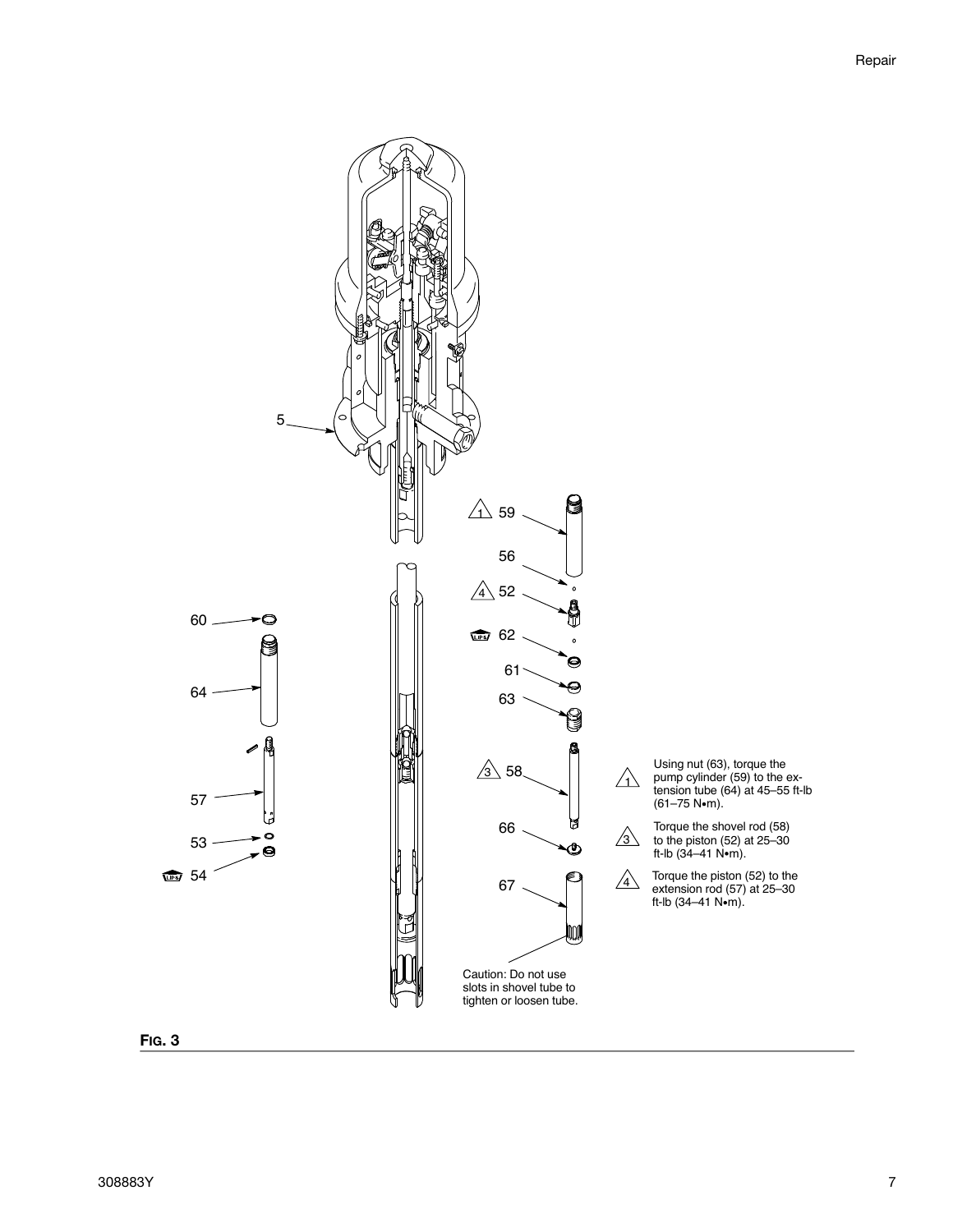Using nut (63), torque the pump cylinder (59) to the extension tube (64) at 45–55 ft-lb (61–75 N•m).

Torque the shovel rod (58) to the piston (52) at 25–30 ft-lb (34–41 N•m).

Torque the piston (52) to the extension rod (57) at 25–30 ft-lb (34–41 N•m).

Caution: Do not use slots in shovel tube to tighten or loosen tube.

**Fig. 3**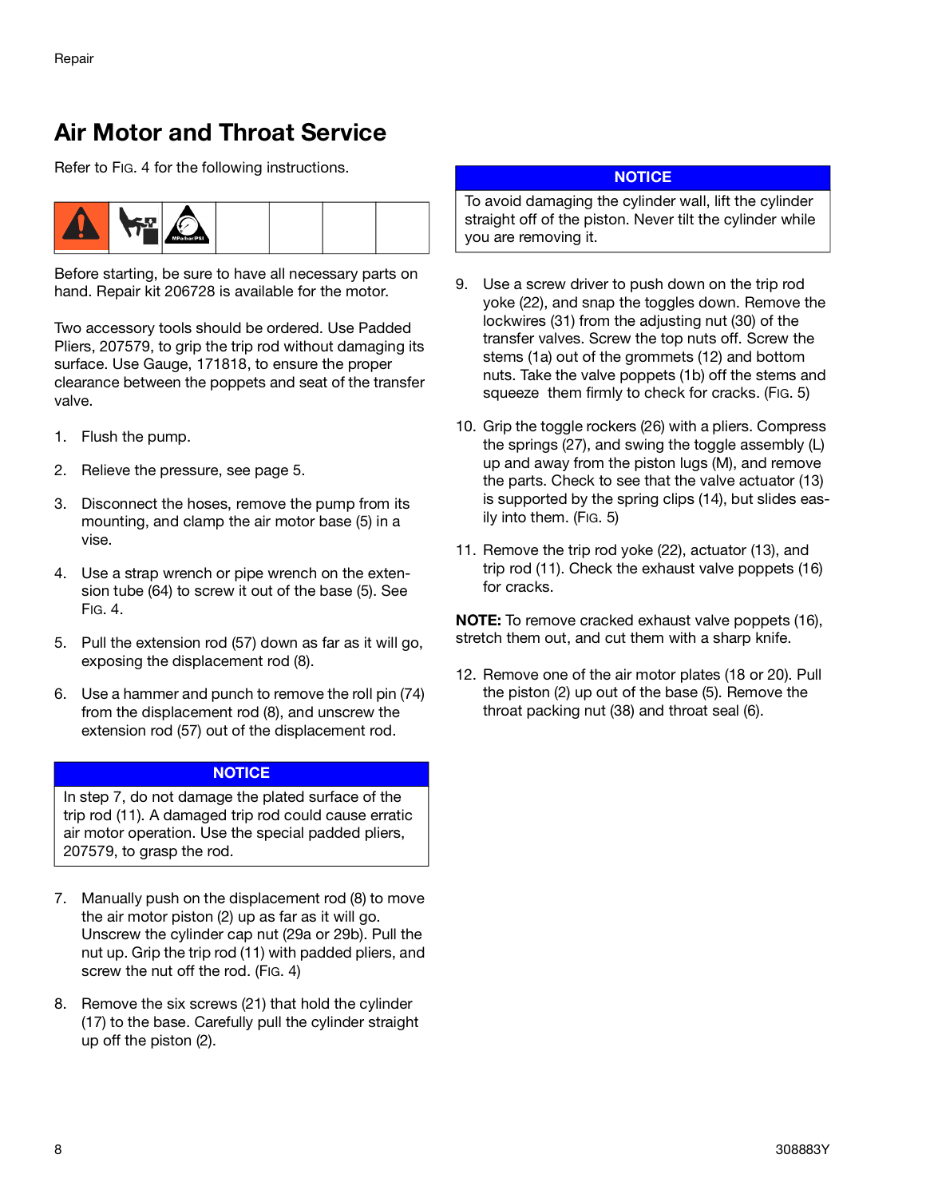## Air Motor and Throat Service

Refer to FIG. 4 for the following instructions.

Before starting, be sure to have all necessary parts on hand. Repair kit 206728 is available for the motor.

Two accessory tools should be ordered. Use Padded Pliers, 207579, to grip the trip rod without damaging its surface. Use Gauge, 171818, to ensure the proper clearance between the poppets and seat of the transfer valve.

1. Flush the pump.
2. Relieve the pressure, see page 5.
3. Disconnect the hoses, remove the pump from its mounting, and clamp the air motor base (5) in a vise.
4. Use a strap wrench or pipe wrench on the extension tube (64) to screw it out of the base (5). See FIG. 4.
5. Pull the extension rod (57) down as far as it will go, exposing the displacement rod (8).
6. Use a hammer and punch to remove the roll pin (74) from the displacement rod (8), and unscrew the extension rod (57) out of the displacement rod.

**NOTICE**

In step 7, do not damage the plated surface of the trip rod (11). A damaged trip rod could cause erratic air motor operation. Use the special padded pliers, 207579, to grasp the rod.

7. Manually push on the displacement rod (8) to move the air motor piston (2) up as far as it will go. Unscrew the cylinder cap nut (29a or 29b). Pull the nut up. Grip the trip rod (11) with padded pliers, and screw the nut off the rod. (FIG. 4)
8. Remove the six screws (21) that hold the cylinder (17) to the base. Carefully pull the cylinder straight up off the piston (2).

**NOTICE**

To avoid damaging the cylinder wall, lift the cylinder straight off of the piston. Never tilt the cylinder while you are removing it.

9. Use a screw driver to push down on the trip rod yoke (22), and snap the toggles down. Remove the lockwires (31) from the adjusting nut (30) of the transfer valves. Screw the top nuts off. Screw the stems (1a) out of the grommets (12) and bottom nuts. Take the valve poppets (1b) off the stems and squeeze them firmly to check for cracks. (FIG. 5)
10. Grip the toggle rockers (26) with a pliers. Compress the springs (27), and swing the toggle assembly (L) up and away from the piston lugs (M), and remove the parts. Check to see that the valve actuator (13) is supported by the spring clips (14), but slides easily into them. (FIG. 5)
11. Remove the trip rod yoke (22), actuator (13), and trip rod (11). Check the exhaust valve poppets (16) for cracks.

**NOTE:** To remove cracked exhaust valve poppets (16), stretch them out, and cut them with a sharp knife.

12. Remove one of the air motor plates (18 or 20). Pull the piston (2) up out of the base (5). Remove the throat packing nut (38) and throat seal (6).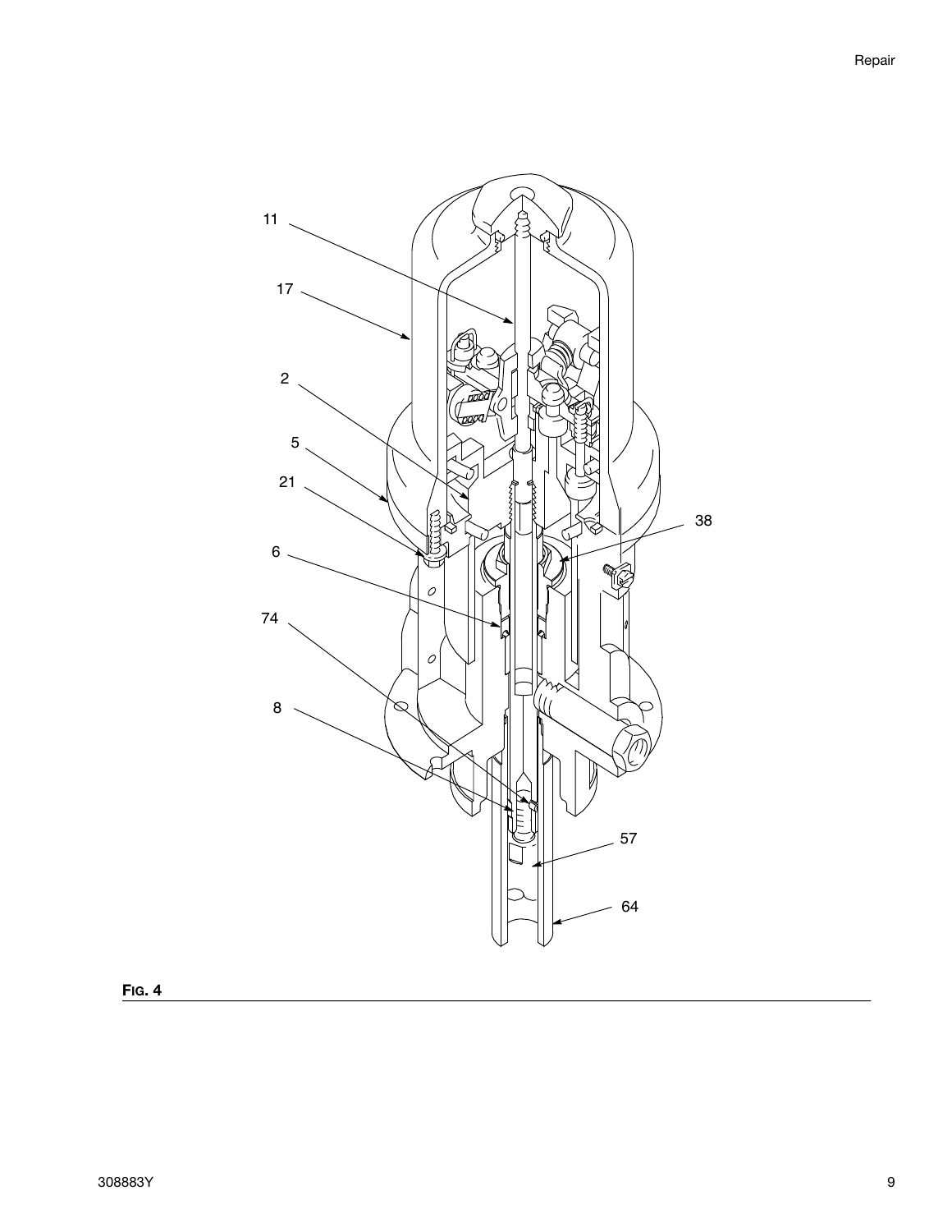11

17

2

5

21

6

74

8

38

57

64

**FIG. 4**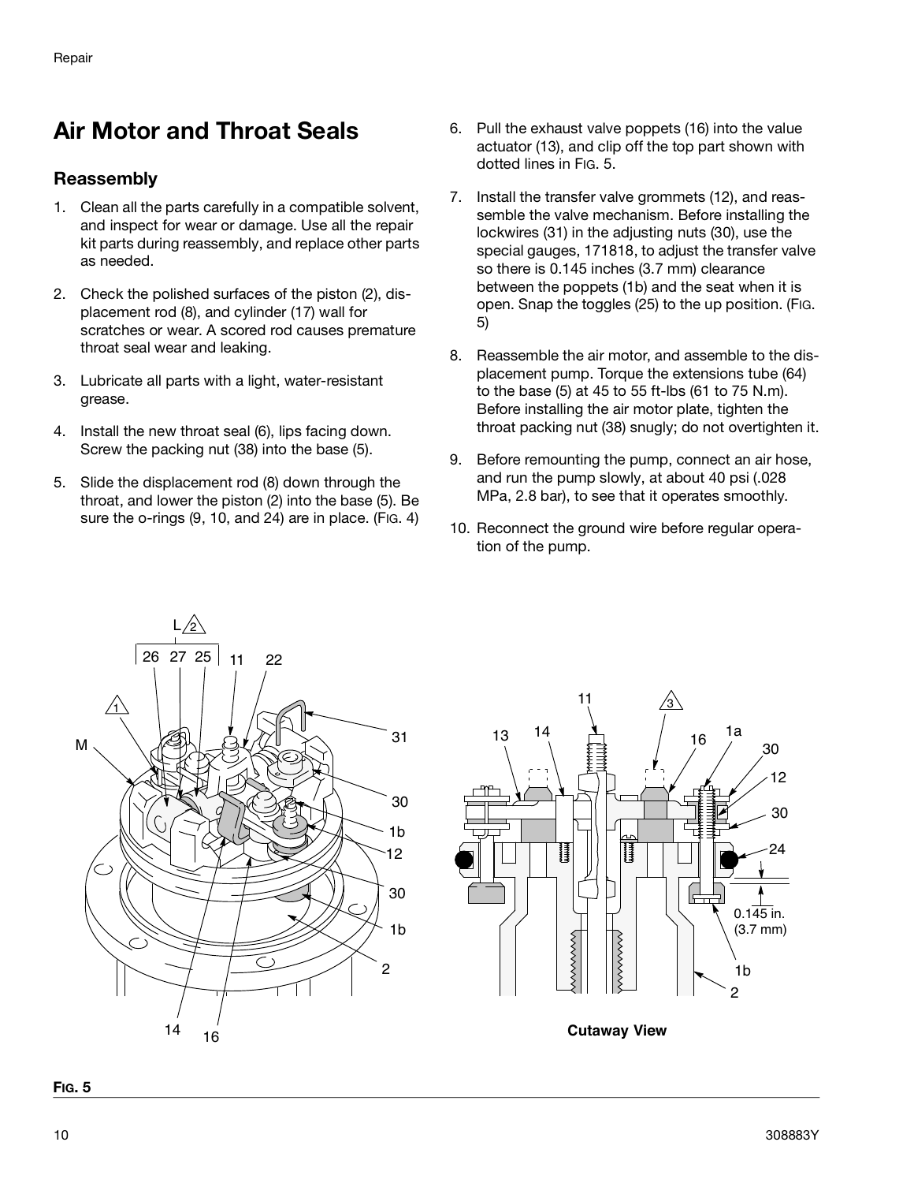# Air Motor and Throat Seals

## Reassembly

1. Clean all the parts carefully in a compatible solvent, and inspect for wear or damage. Use all the repair kit parts during reassembly, and replace other parts as needed.

2. Check the polished surfaces of the piston (2), displacement rod (8), and cylinder (17) wall for scratches or wear. A scored rod causes premature throat seal wear and leaking.

3. Lubricate all parts with a light, water-resistant grease.

4. Install the new throat seal (6), lips facing down. Screw the packing nut (38) into the base (5).

5. Slide the displacement rod (8) down through the throat, and lower the piston (2) into the base (5). Be sure the o-rings (9, 10, and 24) are in place. (FIG. 4)

6. Pull the exhaust valve poppets (16) into the value actuator (13), and clip off the top part shown with dotted lines in FIG. 5.

7. Install the transfer valve grommets (12), and reassemble the valve mechanism. Before installing the lockwires (31) in the adjusting nuts (30), use the special gauges, 171818, to adjust the transfer valve so there is 0.145 inches (3.7 mm) clearance between the poppets (1b) and the seat when it is open. Snap the toggles (25) to the up position. (FIG. 5)

8. Reassemble the air motor, and assemble to the displacement pump. Torque the extensions tube (64) to the base (5) at 45 to 55 ft-lbs (61 to 75 N.m). Before installing the air motor plate, tighten the throat packing nut (38) snugly; do not overtighten it.

9. Before remounting the pump, connect an air hose, and run the pump slowly, at about 40 psi (.028 MPa, 2.8 bar), to see that it operates smoothly.

10. Reconnect the ground wire before regular operation of the pump.

Cutaway View

**FIG. 5**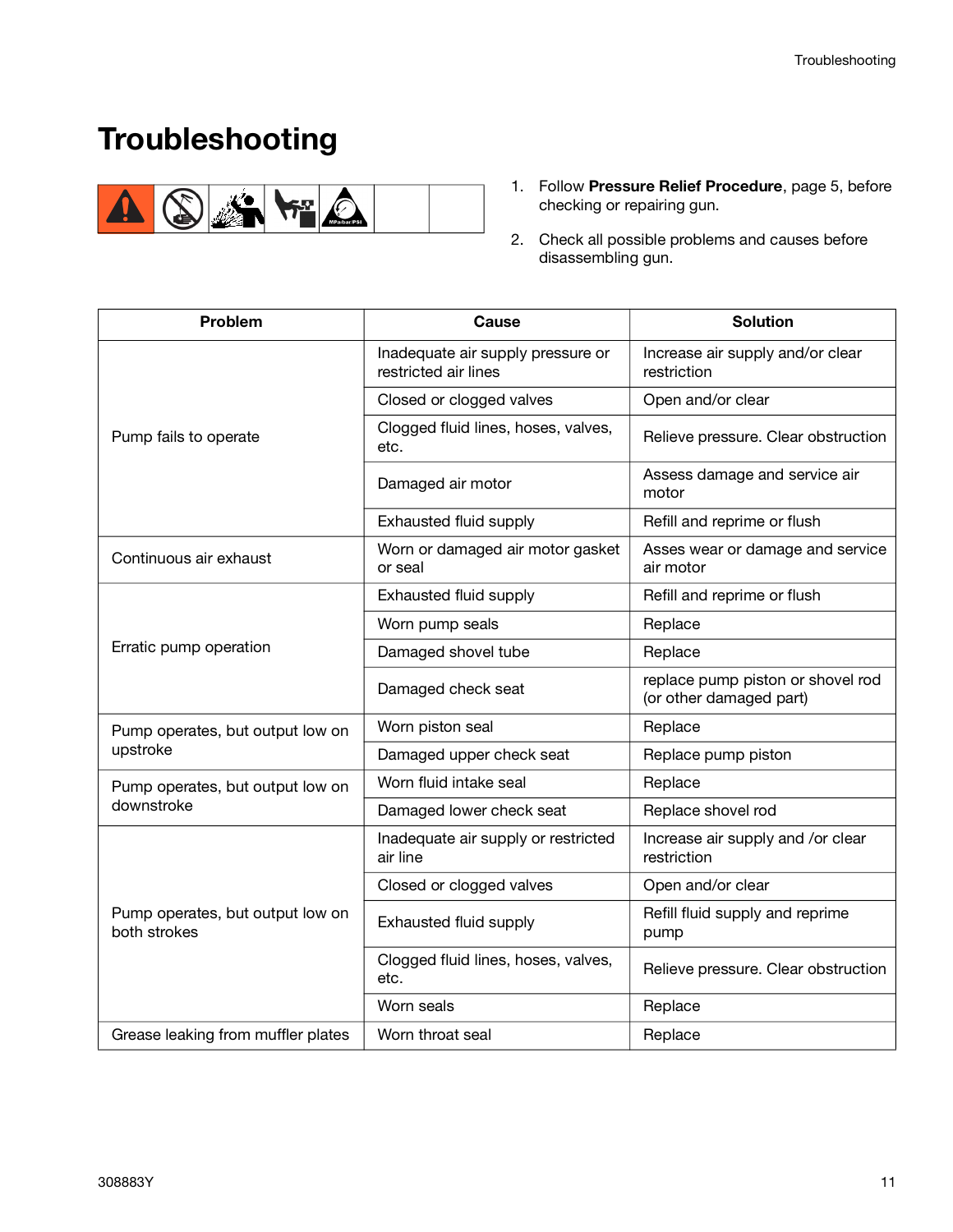# Troubleshooting

1. Follow **Pressure Relief Procedure**, page 5, before checking or repairing gun.
2. Check all possible problems and causes before disassembling gun.

| Problem | Cause | Solution |
|---|---|---|
| Pump fails to operate | Inadequate air supply pressure or restricted air lines | Increase air supply and/or clear restriction |
| | Closed or clogged valves | Open and/or clear |
| | Clogged fluid lines, hoses, valves, etc. | Relieve pressure. Clear obstruction |
| | Damaged air motor | Assess damage and service air motor |
| | Exhausted fluid supply | Refill and reprime or flush |
| Continuous air exhaust | Worn or damaged air motor gasket or seal | Asses wear or damage and service air motor |
| Erratic pump operation | Exhausted fluid supply | Refill and reprime or flush |
| | Worn pump seals | Replace |
| | Damaged shovel tube | Replace |
| | Damaged check seat | replace pump piston or shovel rod (or other damaged part) |
| Pump operates, but output low on upstroke | Worn piston seal | Replace |
| | Damaged upper check seat | Replace pump piston |
| Pump operates, but output low on downstroke | Worn fluid intake seal | Replace |
| | Damaged lower check seat | Replace shovel rod |
| Pump operates, but output low on both strokes | Inadequate air supply or restricted air line | Increase air supply and /or clear restriction |
| | Closed or clogged valves | Open and/or clear |
| | Exhausted fluid supply | Refill fluid supply and reprime pump |
| | Clogged fluid lines, hoses, valves, etc. | Relieve pressure. Clear obstruction |
| | Worn seals | Replace |
| Grease leaking from muffler plates | Worn throat seal | Replace |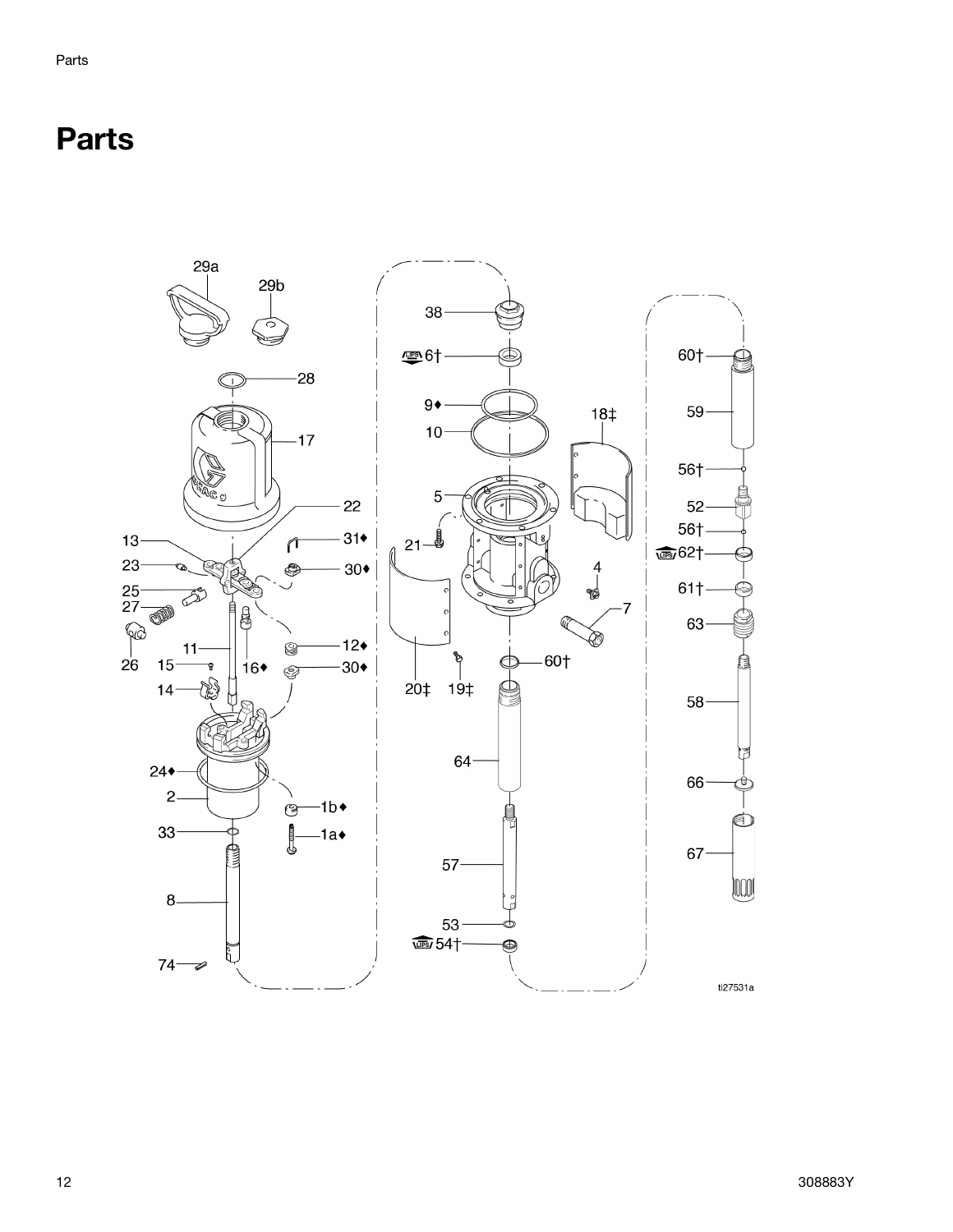# Parts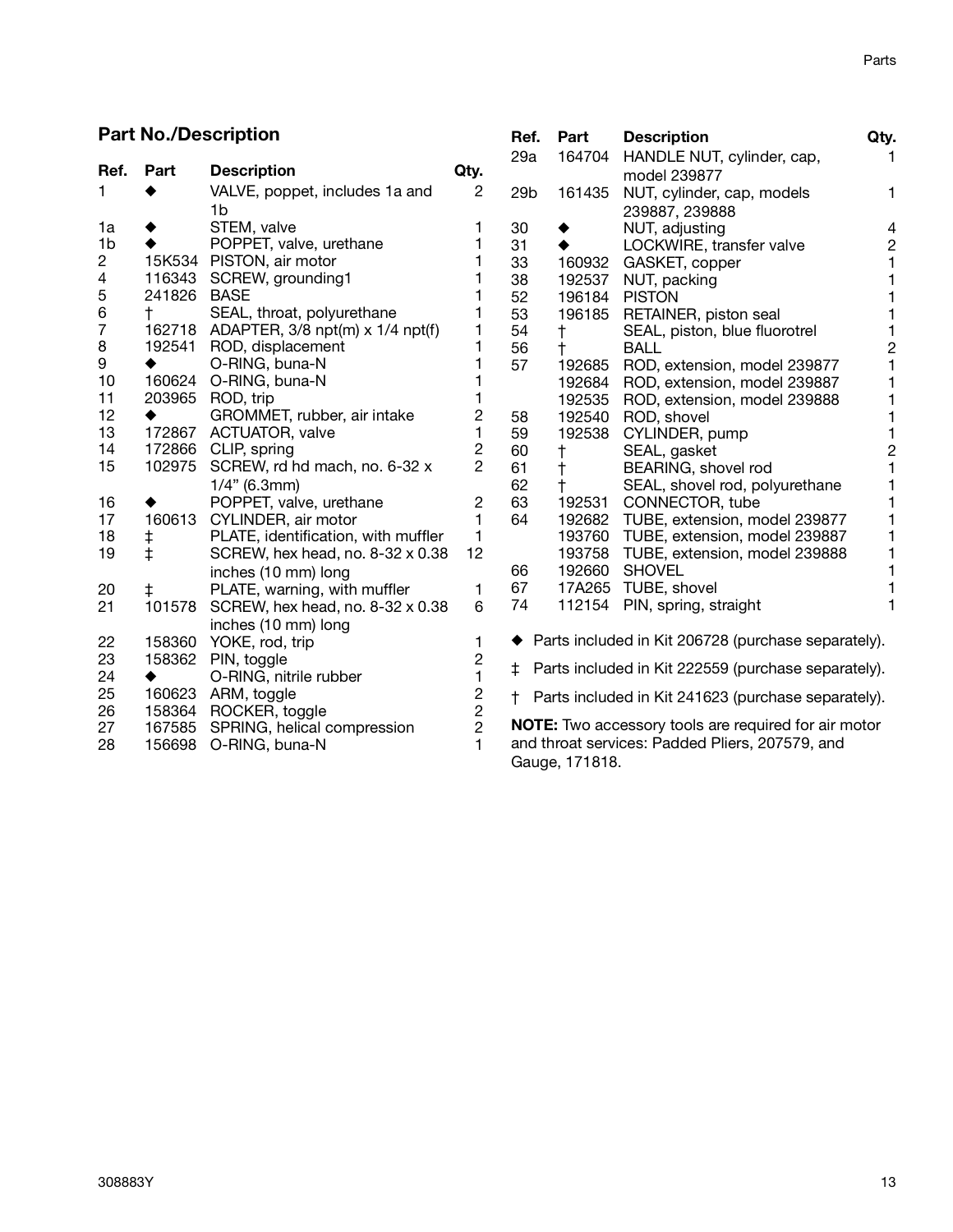## Part No./Description

| Ref. | Part | Description | Qty. |
|---|---|---|---|
| 1 | ◆ | VALVE, poppet, includes 1a and 1b | 2 |
| 1a | ◆ | STEM, valve | 1 |
| 1b | ◆ | POPPET, valve, urethane | 1 |
| 2 | 15K534 | PISTON, air motor | 1 |
| 4 | 116343 | SCREW, grounding1 | 1 |
| 5 | 241826 | BASE | 1 |
| 6 | † | SEAL, throat, polyurethane | 1 |
| 7 | 162718 | ADAPTER, 3/8 npt(m) x 1/4 npt(f) | 1 |
| 8 | 192541 | ROD, displacement | 1 |
| 9 | ◆ | O-RING, buna-N | 1 |
| 10 | 160624 | O-RING, buna-N | 1 |
| 11 | 203965 | ROD, trip | 1 |
| 12 | ◆ | GROMMET, rubber, air intake | 2 |
| 13 | 172867 | ACTUATOR, valve | 1 |
| 14 | 172866 | CLIP, spring | 2 |
| 15 | 102975 | SCREW, rd hd mach, no. 6-32 x 1/4” (6.3mm) | 2 |
| 16 | ◆ | POPPET, valve, urethane | 2 |
| 17 | 160613 | CYLINDER, air motor | 1 |
| 18 | ‡ | PLATE, identification, with muffler | 1 |
| 19 | ‡ | SCREW, hex head, no. 8-32 x 0.38 inches (10 mm) long | 12 |
| 20 | ‡ | PLATE, warning, with muffler | 1 |
| 21 | 101578 | SCREW, hex head, no. 8-32 x 0.38 inches (10 mm) long | 6 |
| 22 | 158360 | YOKE, rod, trip | 1 |
| 23 | 158362 | PIN, toggle | 2 |
| 24 | ◆ | O-RING, nitrile rubber | 1 |
| 25 | 160623 | ARM, toggle | 2 |
| 26 | 158364 | ROCKER, toggle | 2 |
| 27 | 167585 | SPRING, helical compression | 2 |
| 28 | 156698 | O-RING, buna-N | 1 |
| 29a | 164704 | HANDLE NUT, cylinder, cap, model 239877 | 1 |
| 29b | 161435 | NUT, cylinder, cap, models 239887, 239888 | 1 |
| 30 | ◆ | NUT, adjusting | 4 |
| 31 | ◆ | LOCKWIRE, transfer valve | 2 |
| 33 | 160932 | GASKET, copper | 1 |
| 38 | 192537 | NUT, packing | 1 |
| 52 | 196184 | PISTON | 1 |
| 53 | 196185 | RETAINER, piston seal | 1 |
| 54 | † | SEAL, piston, blue fluorotrel | 1 |
| 56 | † | BALL | 2 |
| 57 | 192685 | ROD, extension, model 239877 | 1 |
| | 192684 | ROD, extension, model 239887 | 1 |
| | 192535 | ROD, extension, model 239888 | 1 |
| 58 | 192540 | ROD, shovel | 1 |
| 59 | 192538 | CYLINDER, pump | 1 |
| 60 | † | SEAL, gasket | 2 |
| 61 | † | BEARING, shovel rod | 1 |
| 62 | † | SEAL, shovel rod, polyurethane | 1 |
| 63 | 192531 | CONNECTOR, tube | 1 |
| 64 | 192682 | TUBE, extension, model 239877 | 1 |
| | 193760 | TUBE, extension, model 239887 | 1 |
| | 193758 | TUBE, extension, model 239888 | 1 |
| 66 | 192660 | SHOVEL | 1 |
| 67 | 17A265 | TUBE, shovel | 1 |
| 74 | 112154 | PIN, spring, straight | 1 |

◆ Parts included in Kit 206728 (purchase separately).

‡ Parts included in Kit 222559 (purchase separately).

† Parts included in Kit 241623 (purchase separately).

**NOTE:** Two accessory tools are required for air motor and throat services: Padded Pliers, 207579, and Gauge, 171818.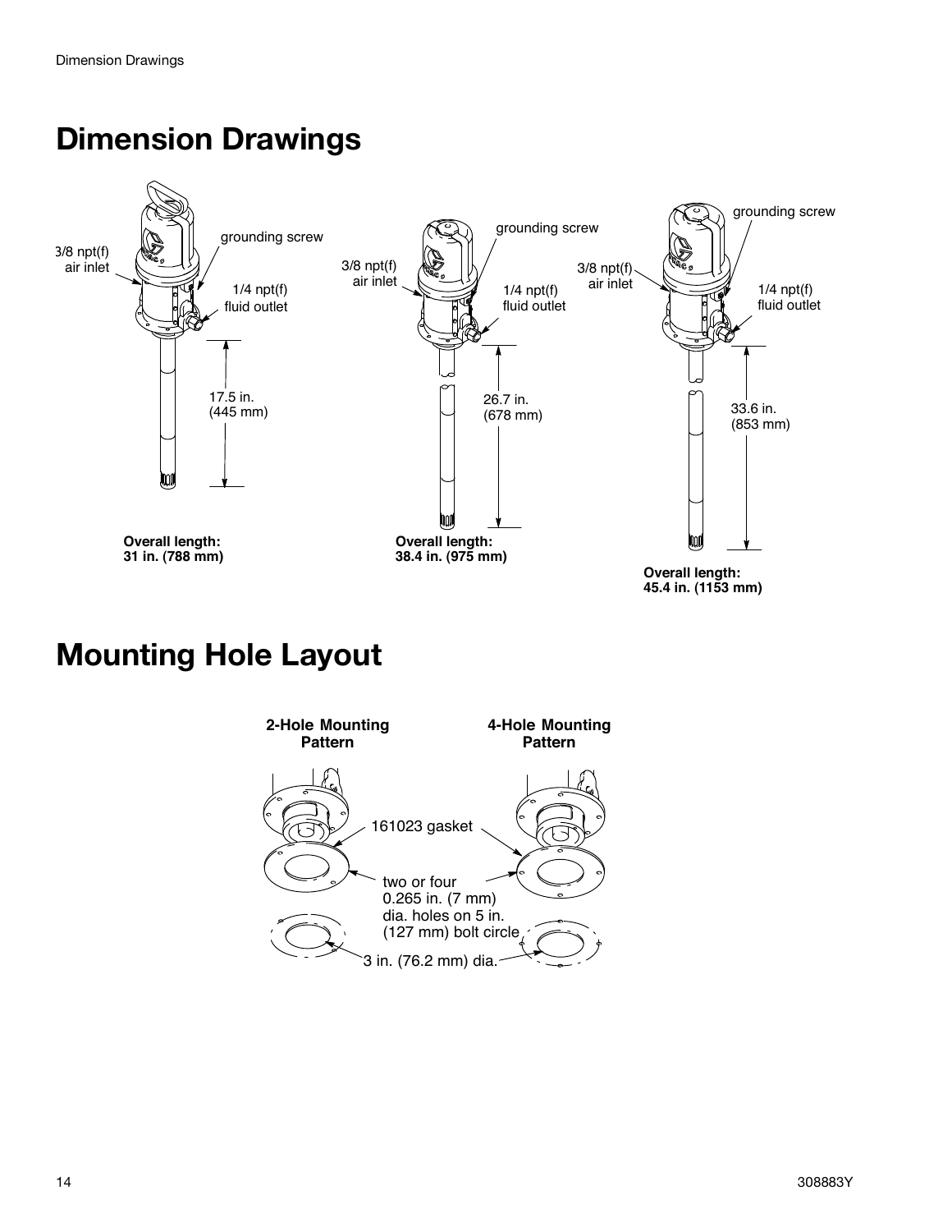# Dimension Drawings

3/8 npt(f) air inlet

grounding screw

1/4 npt(f) fluid outlet

17.5 in. (445 mm)

**Overall length: 31 in. (788 mm)**

3/8 npt(f) air inlet

grounding screw

1/4 npt(f) fluid outlet

26.7 in. (678 mm)

**Overall length: 38.4 in. (975 mm)**

3/8 npt(f) air inlet

grounding screw

1/4 npt(f) fluid outlet

33.6 in. (853 mm)

**Overall length: 45.4 in. (1153 mm)**

# Mounting Hole Layout

**2-Hole Mounting Pattern**

**4-Hole Mounting Pattern**

161023 gasket

two or four 0.265 in. (7 mm) dia. holes on 5 in. (127 mm) bolt circle

3 in. (76.2 mm) dia.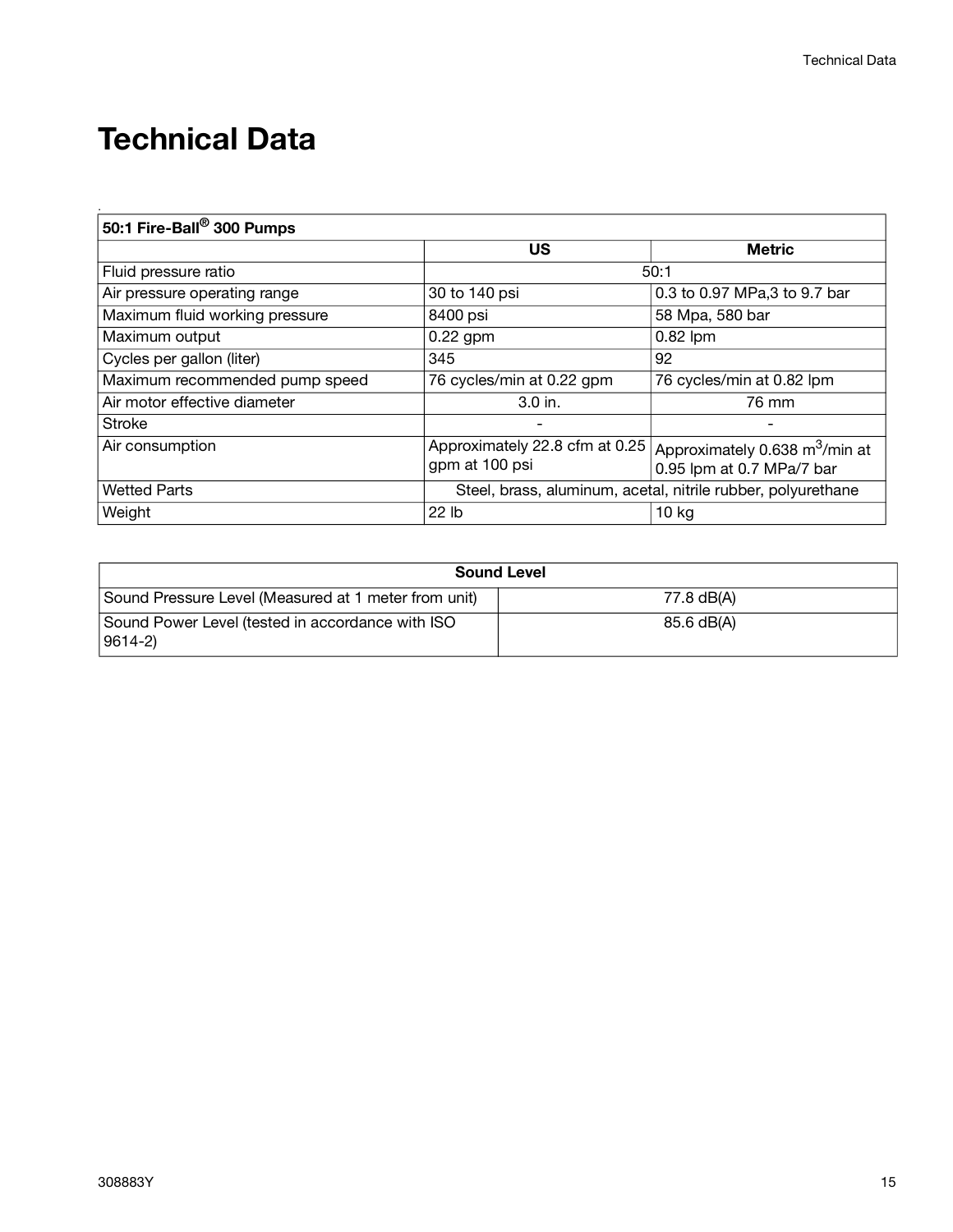# Technical Data

| 50:1 Fire-Ball® 300 Pumps | | |
|---|---|---|
| | **US** | **Metric** |
| Fluid pressure ratio | 50:1 | |
| Air pressure operating range | 30 to 140 psi | 0.3 to 0.97 MPa,3 to 9.7 bar |
| Maximum fluid working pressure | 8400 psi | 58 Mpa, 580 bar |
| Maximum output | 0.22 gpm | 0.82 lpm |
| Cycles per gallon (liter) | 345 | 92 |
| Maximum recommended pump speed | 76 cycles/min at 0.22 gpm | 76 cycles/min at 0.82 lpm |
| Air motor effective diameter | 3.0 in. | 76 mm |
| Stroke | - | - |
| Air consumption | Approximately 22.8 cfm at 0.25 gpm at 100 psi | Approximately 0.638 $m^3$/min at 0.95 lpm at 0.7 MPa/7 bar |
| Wetted Parts | Steel, brass, aluminum, acetal, nitrile rubber, polyurethane | |
| Weight | 22 lb | 10 kg |

| Sound Level | |
|---|---|
| Sound Pressure Level (Measured at 1 meter from unit) | 77.8 dB(A) |
| Sound Power Level (tested in accordance with ISO 9614-2) | 85.6 dB(A) |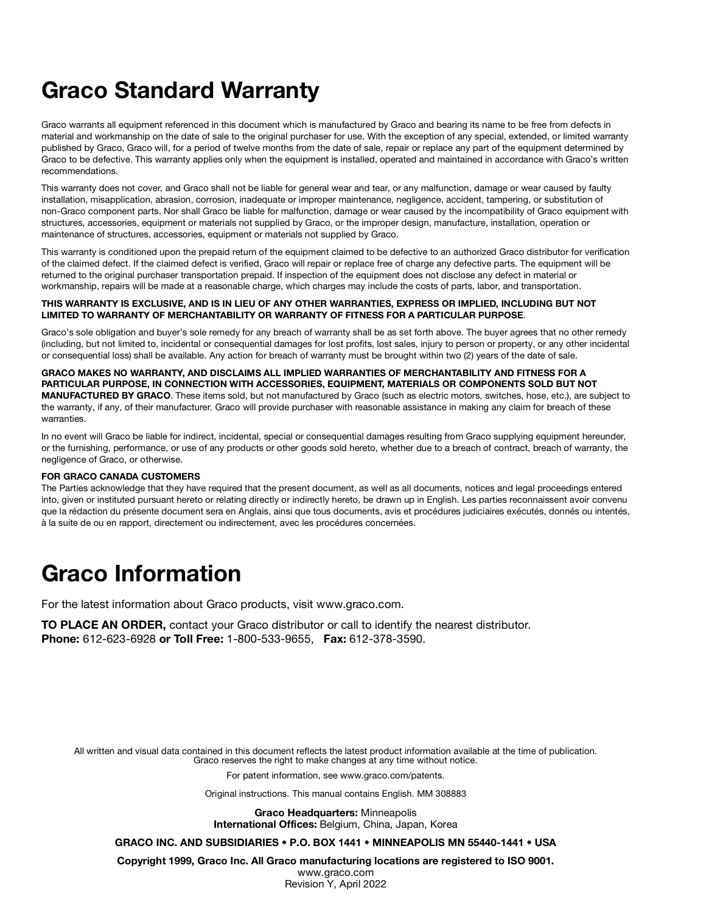# Graco Standard Warranty

Graco warrants all equipment referenced in this document which is manufactured by Graco and bearing its name to be free from defects in material and workmanship on the date of sale to the original purchaser for use. With the exception of any special, extended, or limited warranty published by Graco, Graco will, for a period of twelve months from the date of sale, repair or replace any part of the equipment determined by Graco to be defective. This warranty applies only when the equipment is installed, operated and maintained in accordance with Graco's written recommendations.

This warranty does not cover, and Graco shall not be liable for general wear and tear, or any malfunction, damage or wear caused by faulty installation, misapplication, abrasion, corrosion, inadequate or improper maintenance, negligence, accident, tampering, or substitution of non-Graco component parts. Nor shall Graco be liable for malfunction, damage or wear caused by the incompatibility of Graco equipment with structures, accessories, equipment or materials not supplied by Graco, or the improper design, manufacture, installation, operation or maintenance of structures, accessories, equipment or materials not supplied by Graco.

This warranty is conditioned upon the prepaid return of the equipment claimed to be defective to an authorized Graco distributor for verification of the claimed defect. If the claimed defect is verified, Graco will repair or replace free of charge any defective parts. The equipment will be returned to the original purchaser transportation prepaid. If inspection of the equipment does not disclose any defect in material or workmanship, repairs will be made at a reasonable charge, which charges may include the costs of parts, labor, and transportation.

**THIS WARRANTY IS EXCLUSIVE, AND IS IN LIEU OF ANY OTHER WARRANTIES, EXPRESS OR IMPLIED, INCLUDING BUT NOT LIMITED TO WARRANTY OF MERCHANTABILITY OR WARRANTY OF FITNESS FOR A PARTICULAR PURPOSE**.

Graco's sole obligation and buyer's sole remedy for any breach of warranty shall be as set forth above. The buyer agrees that no other remedy (including, but not limited to, incidental or consequential damages for lost profits, lost sales, injury to person or property, or any other incidental or consequential loss) shall be available. Any action for breach of warranty must be brought within two (2) years of the date of sale.

**GRACO MAKES NO WARRANTY, AND DISCLAIMS ALL IMPLIED WARRANTIES OF MERCHANTABILITY AND FITNESS FOR A PARTICULAR PURPOSE, IN CONNECTION WITH ACCESSORIES, EQUIPMENT, MATERIALS OR COMPONENTS SOLD BUT NOT MANUFACTURED BY GRACO**. These items sold, but not manufactured by Graco (such as electric motors, switches, hose, etc.), are subject to the warranty, if any, of their manufacturer. Graco will provide purchaser with reasonable assistance in making any claim for breach of these warranties.

In no event will Graco be liable for indirect, incidental, special or consequential damages resulting from Graco supplying equipment hereunder, or the furnishing, performance, or use of any products or other goods sold hereto, whether due to a breach of contract, breach of warranty, the negligence of Graco, or otherwise.

**FOR GRACO CANADA CUSTOMERS**

The Parties acknowledge that they have required that the present document, as well as all documents, notices and legal proceedings entered into, given or instituted pursuant hereto or relating directly or indirectly hereto, be drawn up in English. Les parties reconnaissent avoir convenu que la rédaction du présente document sera en Anglais, ainsi que tous documents, avis et procédures judiciaires exécutés, donnés ou intentés, à la suite de ou en rapport, directement ou indirectement, avec les procédures concernées.

# Graco Information

For the latest information about Graco products, visit www.graco.com.

**TO PLACE AN ORDER,** contact your Graco distributor or call to identify the nearest distributor.
**Phone:** 612-623-6928 **or Toll Free:** 1-800-533-9655, **Fax:** 612-378-3590.

All written and visual data contained in this document reflects the latest product information available at the time of publication. Graco reserves the right to make changes at any time without notice.

For patent information, see www.graco.com/patents.

Original instructions. This manual contains English. MM 308883

**Graco Headquarters:** Minneapolis
**International Offices:** Belgium, China, Japan, Korea

**GRACO INC. AND SUBSIDIARIES • P.O. BOX 1441 • MINNEAPOLIS MN 55440-1441 • USA**

**Copyright 1999, Graco Inc. All Graco manufacturing locations are registered to ISO 9001.**
www.graco.com
Revision Y, April 2022